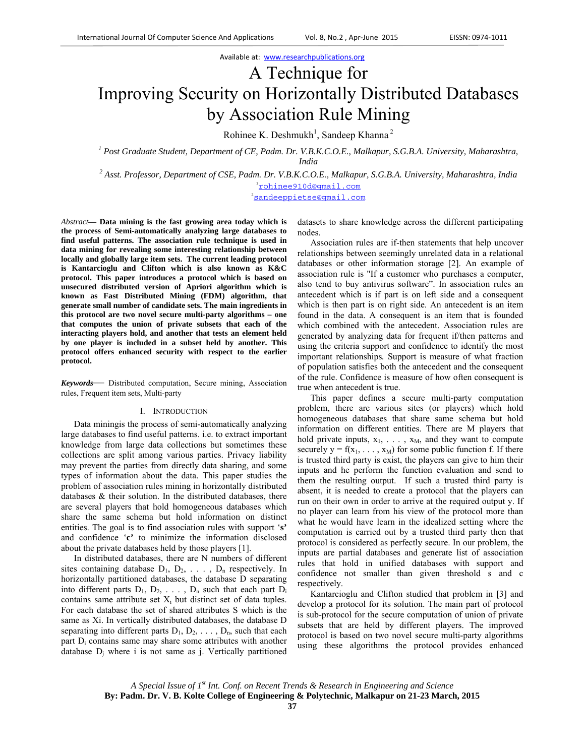Available at: www.researchpublications.org

# A Technique for Improving Security on Horizontally Distributed Databases by Association Rule Mining

Rohinee K. Deshmukh[1], Sandeep Khanna[2]

[1] *Post Graduate Student, Department of CE, Padm. Dr. V.B.K.C.O.E., Malkapur, S.G.B.A. University, Maharashtra, India*

[2] *Asst. Professor, Department of CSE, Padm. Dr. V.B.K.C.O.E., Malkapur, S.G.B.A. University, Maharashtra, India*

[1]rohinee910d@gmail.com

[2]sandeeppietse@gmail.com

*Abstract*— **Data mining is the fast growing area today which is the process of Semi-automatically analyzing large databases to find useful patterns. The association rule technique is used in data mining for revealing some interesting relationship between locally and globally large item sets. The current leading protocol is Kantarcioglu and Clifton which is also known as K&C protocol. This paper introduces a protocol which is based on unsecured distributed version of Apriori algorithm which is known as Fast Distributed Mining (FDM) algorithm, that generate small number of candidate sets. The main ingredients in this protocol are two novel secure multi-party algorithms – one that computes the union of private subsets that each of the interacting players hold, and another that tests an element held by one player is included in a subset held by another. This protocol offers enhanced security with respect to the earlier protocol.**

***Keywords***— Distributed computation, Secure mining, Association rules, Frequent item sets, Multi-party

## I. Introduction

Data miningis the process of semi-automatically analyzing large databases to find useful patterns. i.e. to extract important knowledge from large data collections but sometimes these collections are split among various parties. Privacy liability may prevent the parties from directly data sharing, and some types of information about the data. This paper studies the problem of association rules mining in horizontally distributed databases & their solution. In the distributed databases, there are several players that hold homogeneous databases which share the same schema but hold information on distinct entities. The goal is to find association rules with support '**s**' and confidence '**c**' to minimize the information disclosed about the private databases held by those players [1].

In distributed databases, there are N numbers of different sites containing database $D_1, D_2, \ldots, D_n$ respectively. In horizontally partitioned databases, the database D separating into different parts $D_1, D_2, \ldots, D_n$ such that each part $D_i$ contains same attribute set $X_i$ but distinct set of data tuples. For each database the set of shared attributes S which is the same as Xi. In vertically distributed databases, the database D separating into different parts $D_1, D_2, \ldots, D_n$, such that each part $D_i$ contains same may share some attributes with another database $D_j$ where i is not same as j. Vertically partitioned datasets to share knowledge across the different participating nodes.

Association rules are if-then statements that help uncover relationships between seemingly unrelated data in a relational databases or other information storage [2]. An example of association rule is "If a customer who purchases a computer, also tend to buy antivirus software". In association rules an antecedent which is if part is on left side and a consequent which is then part is on right side. An antecedent is an item found in the data. A consequent is an item that is founded which combined with the antecedent. Association rules are generated by analyzing data for frequent if/then patterns and using the criteria support and confidence to identify the most important relationships. Support is measure of what fraction of population satisfies both the antecedent and the consequent of the rule. Confidence is measure of how often consequent is true when antecedent is true.

This paper defines a secure multi-party computation problem, there are various sites (or players) which hold homogeneous databases that share same schema but hold information on different entities. There are M players that hold private inputs, $x_1, \ldots, x_M$, and they want to compute securely $y = f(x_1, \ldots, x_M)$ for some public function f. If there is trusted third party is exist, the players can give to him their inputs and he perform the function evaluation and send to them the resulting output. If such a trusted third party is absent, it is needed to create a protocol that the players can run on their own in order to arrive at the required output y. If no player can learn from his view of the protocol more than what he would have learn in the idealized setting where the computation is carried out by a trusted third party then that protocol is considered as perfectly secure. In our problem, the inputs are partial databases and generate list of association rules that hold in unified databases with support and confidence not smaller than given threshold s and c respectively.

Kantarcioglu and Clifton studied that problem in [3] and develop a protocol for its solution. The main part of protocol is sub-protocol for the secure computation of union of private subsets that are held by different players. The improved protocol is based on two novel secure multi-party algorithms using these algorithms the protocol provides enhanced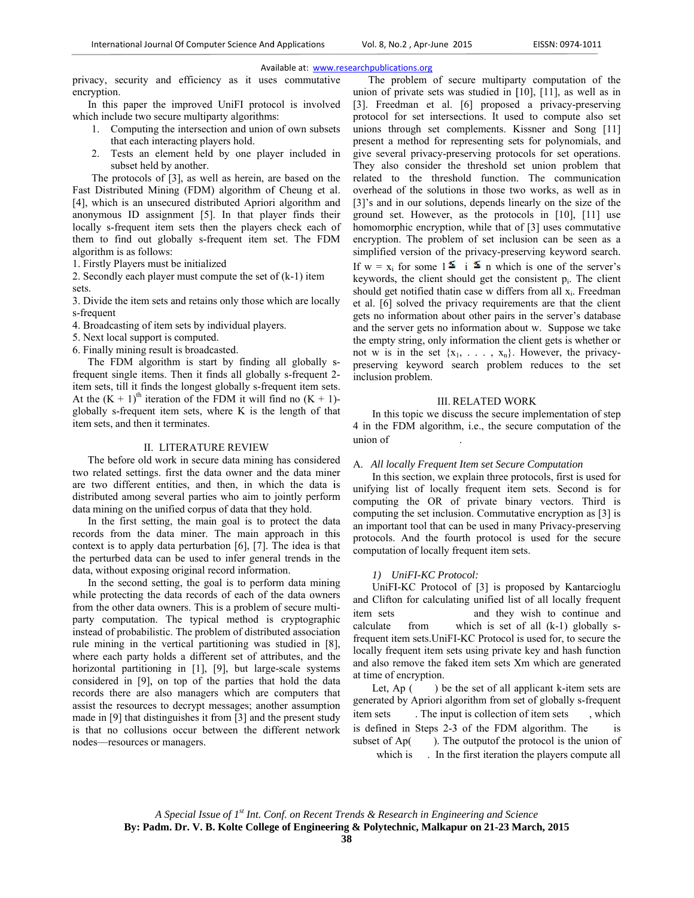privacy, security and efficiency as it uses commutative encryption.

In this paper the improved UniFI protocol is involved which include two secure multiparty algorithms:

1. Computing the intersection and union of own subsets that each interacting players hold.
2. Tests an element held by one player included in subset held by another.

The protocols of [3], as well as herein, are based on the Fast Distributed Mining (FDM) algorithm of Cheung et al. [4], which is an unsecured distributed Apriori algorithm and anonymous ID assignment [5]. In that player finds their locally s-frequent item sets then the players check each of them to find out globally s-frequent item set. The FDM algorithm is as follows:

1. Firstly Players must be initialized
2. Secondly each player must compute the set of (k-1) item sets.
3. Divide the item sets and retains only those which are locally s-frequent
4. Broadcasting of item sets by individual players.
5. Next local support is computed.
6. Finally mining result is broadcasted.

The FDM algorithm is start by finding all globally s-frequent single items. Then it finds all globally s-frequent 2-item sets, till it finds the longest globally s-frequent item sets. At the $(K + 1)^{th}$ iteration of the FDM it will find no (K + 1)-globally s-frequent item sets, where K is the length of that item sets, and then it terminates.

## II. LITERATURE REVIEW

The before old work in secure data mining has considered two related settings. first the data owner and the data miner are two different entities, and then, in which the data is distributed among several parties who aim to jointly perform data mining on the unified corpus of data that they hold.

In the first setting, the main goal is to protect the data records from the data miner. The main approach in this context is to apply data perturbation [6], [7]. The idea is that the perturbed data can be used to infer general trends in the data, without exposing original record information.

In the second setting, the goal is to perform data mining while protecting the data records of each of the data owners from the other data owners. This is a problem of secure multi-party computation. The typical method is cryptographic instead of probabilistic. The problem of distributed association rule mining in the vertical partitioning was studied in [8], where each party holds a different set of attributes, and the horizontal partitioning in [1], [9], but large-scale systems considered in [9], on top of the parties that hold the data records there are also managers which are computers that assist the resources to decrypt messages; another assumption made in [9] that distinguishes it from [3] and the present study is that no collusions occur between the different network nodes—resources or managers.

The problem of secure multiparty computation of the union of private sets was studied in [10], [11], as well as in [3]. Freedman et al. [6] proposed a privacy-preserving protocol for set intersections. It used to compute also set unions through set complements. Kissner and Song [11] present a method for representing sets for polynomials, and give several privacy-preserving protocols for set operations. They also consider the threshold set union problem that related to the threshold function. The communication overhead of the solutions in those two works, as well as in [3]'s and in our solutions, depends linearly on the size of the ground set. However, as the protocols in [10], [11] use homomorphic encryption, while that of [3] uses commutative encryption. The problem of set inclusion can be seen as a simplified version of the privacy-preserving keyword search. If $w = x_i$ for some $1 \leq i \leq n$ which is one of the server's keywords, the client should get the consistent $p_i$. The client should get notified thatin case w differs from all $x_i$. Freedman et al. [6] solved the privacy requirements are that the client gets no information about other pairs in the server's database and the server gets no information about w. Suppose we take the empty string, only information the client gets is whether or not w is in the set $\{x_1, . . . , x_n\}$. However, the privacy-preserving keyword search problem reduces to the set inclusion problem.

## III. RELATED WORK

In this topic we discuss the secure implementation of step 4 in the FDM algorithm, i.e., the secure computation of the union of .

### A. *All locally Frequent Item set Secure Computation*

In this section, we explain three protocols, first is used for unifying list of locally frequent item sets. Second is for computing the OR of private binary vectors. Third is computing the set inclusion. Commutative encryption as [3] is an important tool that can be used in many Privacy-preserving protocols. And the fourth protocol is used for the secure computation of locally frequent item sets.

#### 1) *UniFI-KC Protocol:*

UniFI-KC Protocol of [3] is proposed by Kantarcioglu and Clifton for calculating unified list of all locally frequent item sets and they wish to continue and calculate from which is set of all (k-1) globally s-frequent item sets.UniFI-KC Protocol is used for, to secure the locally frequent item sets using private key and hash function and also remove the faked item sets Xm which are generated at time of encryption.

Let, Ap ( ) be the set of all applicant k-item sets are generated by Apriori algorithm from set of globally s-frequent item sets . The input is collection of item sets , which is defined in Steps 2-3 of the FDM algorithm. The is subset of Ap( ). The outputof the protocol is the union of which is . In the first iteration the players compute all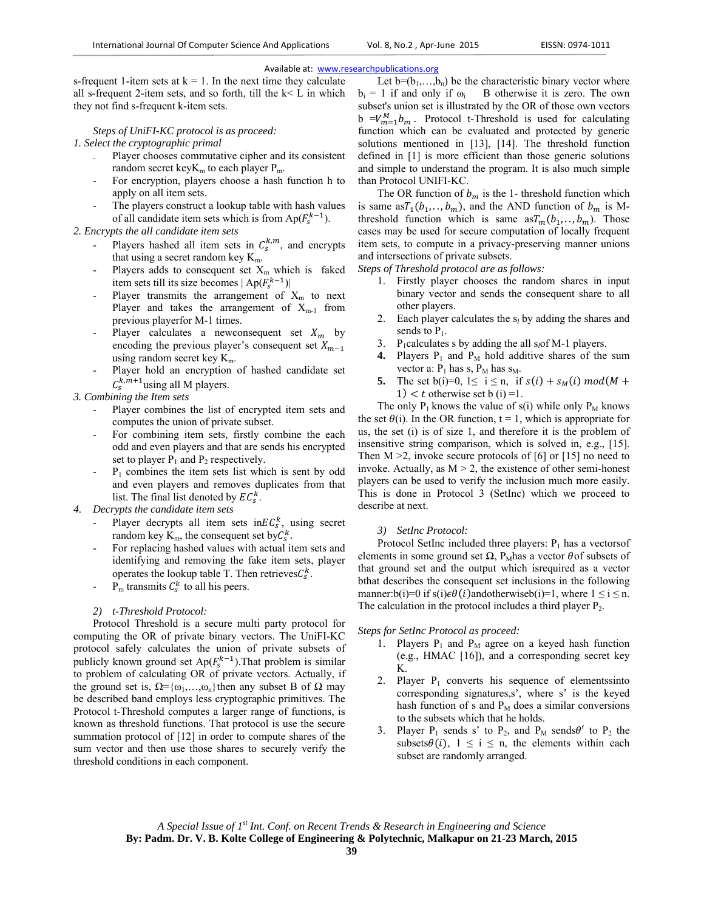s-frequent 1-item sets at k = 1. In the next time they calculate all s-frequent 2-item sets, and so forth, till the k< L in which they not find s-frequent k-item sets.

*Steps of UniFI-KC protocol is as proceed:*

*1. Select the cryptographic primal*

- Player chooses commutative cipher and its consistent random secret key$K_m$ to each player $P_m$.
- For encryption, players choose a hash function h to apply on all item sets.
- The players construct a lookup table with hash values of all candidate item sets which is from $Ap(F_s^{k-1})$.

*2. Encrypts the all candidate item sets*

- Players hashed all item sets in $C_s^{k,m}$, and encrypts that using a secret random key $K_m$.
- Players adds to consequent set $X_m$ which is faked item sets till its size becomes | $Ap(F_s^{k-1})$|
- Player transmits the arrangement of $X_m$ to next Player and takes the arrangement of $X_{m-1}$ from previous playerfor M-1 times.
- Player calculates a newconsequent set $X_m$ by encoding the previous player's consequent set $X_{m-1}$ using random secret key $K_m$.
- Player hold an encryption of hashed candidate set $C_s^{k,m+1}$using all M players.

*3. Combining the Item sets*

- Player combines the list of encrypted item sets and computes the union of private subset.
- For combining item sets, firstly combine the each odd and even players and that are sends his encrypted set to player $P_1$ and $P_2$ respectively.
- $P_1$ combines the item sets list which is sent by odd and even players and removes duplicates from that list. The final list denoted by $EC_s^k$.

*4. Decrypts the candidate item sets*

- Player decrypts all item sets in$EC_s^k$, using secret random key $K_m$, the consequent set by$C_s^k$.
- For replacing hashed values with actual item sets and identifying and removing the fake item sets, player operates the lookup table T. Then retrieves$C_s^k$.
- $P_m$ transmits $C_s^k$ to all his peers.

### 2) *t-Threshold Protocol:*

Protocol Threshold is a secure multi party protocol for computing the OR of private binary vectors. The UniFI-KC protocol safely calculates the union of private subsets of publicly known ground set $Ap(F_s^{k-1})$.That problem is similar to problem of calculating OR of private vectors. Actually, if the ground set is, $\Omega=\{\omega_1,\ldots,\omega_n\}$then any subset B of $\Omega$ may be described band employs less cryptographic primitives. The Protocol t-Threshold computes a larger range of functions, is known as threshold functions. That protocol is use the secure summation protocol of [12] in order to compute shares of the sum vector and then use those shares to securely verify the threshold conditions in each component.

Let $b=(b_1,\ldots,b_n)$ be the characteristic binary vector where $b_i$ = 1 if and only if $\omega_i$ B otherwise it is zero. The own subset's union set is illustrated by the OR of those own vectors b $=V_{m=1}^{M} b_m$ . Protocol t-Threshold is used for calculating function which can be evaluated and protected by generic solutions mentioned in [13], [14]. The threshold function defined in [1] is more efficient than those generic solutions and simple to understand the program. It is also much simple than Protocol UNIFI-KC.

The OR function of $b_m$ is the 1- threshold function which is same as$T_1(b_1,\ldots,b_m)$, and the AND function of $b_m$ is M-threshold function which is same as$T_m(b_1,\ldots,b_m)$. Those cases may be used for secure computation of locally frequent item sets, to compute in a privacy-preserving manner unions and intersections of private subsets.

*Steps of Threshold protocol are as follows:*

1. Firstly player chooses the random shares in input binary vector and sends the consequent share to all other players.
2. Each player calculates the $s_l$ by adding the shares and sends to $P_1$.
3. $P_1$calculates s by adding the all $s_l$of M-1 players.
4. **4.** Players $P_1$ and $P_M$ hold additive shares of the sum vector a: $P_1$ has s, $P_M$ has $s_M$.
5. **5.** The set b(i)=0, $1\leq\ i\leq n$, if $s(i)+s_M(i)\ mod(M+1)<t$ otherwise set b (i) =1.

The only $P_1$ knows the value of s(i) while only $P_M$ knows the set $\theta(i)$. In the OR function, t = 1, which is appropriate for us, the set (i) is of size 1, and therefore it is the problem of insensitive string comparison, which is solved in, e.g., [15]. Then M >2, invoke secure protocols of [6] or [15] no need to invoke. Actually, as M > 2, the existence of other semi-honest players can be used to verify the inclusion much more easily. This is done in Protocol 3 (SetInc) which we proceed to describe at next.

### 3) *SetInc Protocol:*

Protocol SetInc included three players: $P_1$ has a vectorsof elements in some ground set $\Omega$, $P_M$has a vector $\theta$of subsets of that ground set and the output which isrequired as a vector bthat describes the consequent set inclusions in the following manner:b(i)=0 if $s(i)\epsilon\theta(i)$andotherwiseb(i)=1, where $1\leq i\leq n$. The calculation in the protocol includes a third player $P_2$.

*Steps for SetInc Protocol as proceed:*

1. Players $P_1$ and $P_M$ agree on a keyed hash function (e.g., HMAC [16]), and a corresponding secret key K.
2. Player $P_1$ converts his sequence of elementssinto corresponding signatures,s', where s' is the keyed hash function of s and $P_M$ does a similar conversions to the subsets which that he holds.
3. Player $P_1$ sends s' to $P_2$, and $P_M$ sends$\theta'$ to $P_2$ the subsets$\theta(i)$, $1\ \leq\ i\ \leq\ n$, the elements within each subset are randomly arranged.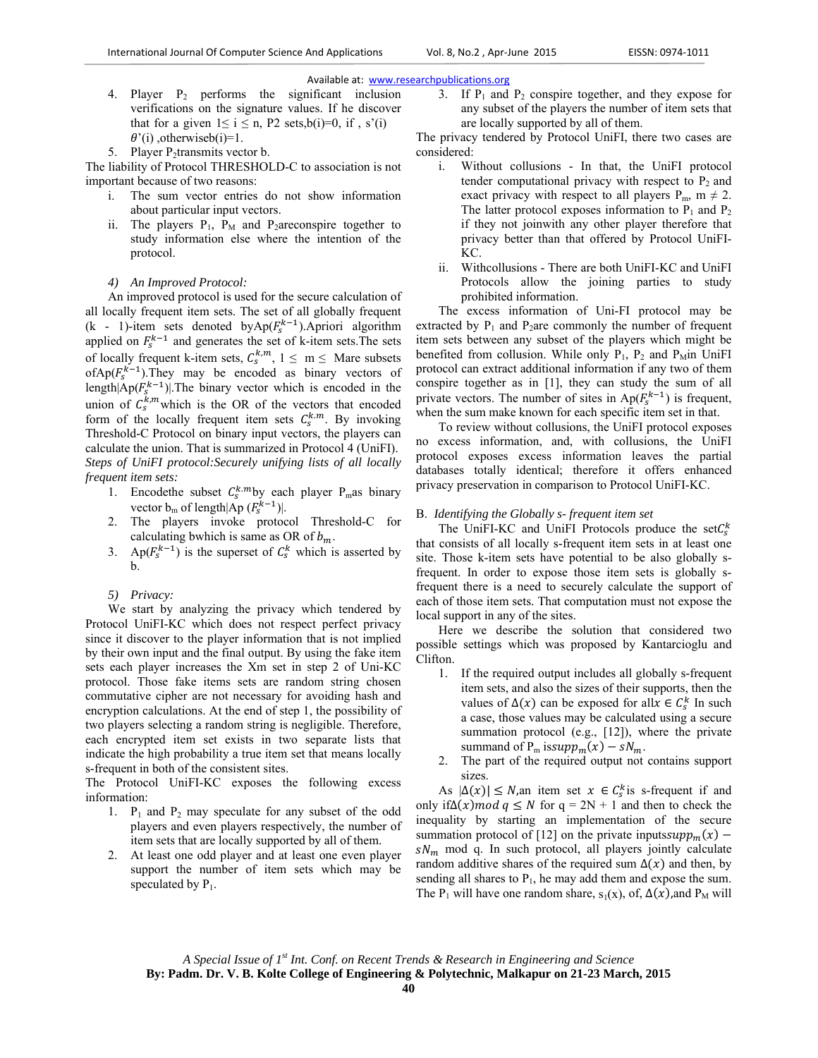4. Player $P_2$ performs the significant inclusion verifications on the signature values. If he discover that for a given $1 \leq i \leq n$, P2 sets,b(i)=0, if , s'(i) $\theta$'(i) ,otherwiseb(i)=1.
5. Player $P_2$transmits vector b.

The liability of Protocol THRESHOLD-C to association is not important because of two reasons:

i. The sum vector entries do not show information about particular input vectors.
ii. The players $P_1$, $P_M$ and $P_2$areconspire together to study information else where the intention of the protocol.

*4) An Improved Protocol:*

An improved protocol is used for the secure calculation of all locally frequent item sets. The set of all globally frequent (k - 1)-item sets denoted byAp($F_s^{k-1}$).Apriori algorithm applied on $F_s^{k-1}$ and generates the set of k-item sets.The sets of locally frequent k-item sets, $C_s^{k,m}$, $1 \leq$ m $\leq$ Mare subsets ofAp($F_s^{k-1}$).They may be encoded as binary vectors of length|Ap($F_s^{k-1}$)|.The binary vector which is encoded in the union of $C_s^{k,m}$which is the OR of the vectors that encoded form of the locally frequent item sets $C_s^{k.m}$. By invoking Threshold-C Protocol on binary input vectors, the players can calculate the union. That is summarized in Protocol 4 (UniFI). *Steps of UniFI protocol:Securely unifying lists of all locally frequent item sets:*

1. Encodethe subset $C_s^{k.m}$by each player $P_m$as binary vector $b_m$ of length|Ap ($F_s^{k-1}$)|.
2. The players invoke protocol Threshold-C for calculating bwhich is same as OR of $b_m$.
3. Ap($F_s^{k-1}$) is the superset of $C_s^k$ which is asserted by b.

*5) Privacy:*

We start by analyzing the privacy which tendered by Protocol UniFI-KC which does not respect perfect privacy since it discover to the player information that is not implied by their own input and the final output. By using the fake item sets each player increases the Xm set in step 2 of Uni-KC protocol. Those fake items sets are random string chosen commutative cipher are not necessary for avoiding hash and encryption calculations. At the end of step 1, the possibility of two players selecting a random string is negligible. Therefore, each encrypted item set exists in two separate lists that indicate the high probability a true item set that means locally s-frequent in both of the consistent sites.

The Protocol UniFI-KC exposes the following excess information:

1. $P_1$ and $P_2$ may speculate for any subset of the odd players and even players respectively, the number of item sets that are locally supported by all of them.
2. At least one odd player and at least one even player support the number of item sets which may be speculated by $P_1$.
3. If $P_1$ and $P_2$ conspire together, and they expose for any subset of the players the number of item sets that are locally supported by all of them.

The privacy tendered by Protocol UniFI, there two cases are considered:

i. Without collusions - In that, the UniFI protocol tender computational privacy with respect to $P_2$ and exact privacy with respect to all players $P_m$, $m \neq 2$. The latter protocol exposes information to $P_1$ and $P_2$ if they not joinwith any other player therefore that privacy better than that offered by Protocol UniFI-KC.
ii. Withcollusions - There are both UniFI-KC and UniFI Protocols allow the joining parties to study prohibited information.

The excess information of Uni-FI protocol may be extracted by $P_1$ and $P_2$are commonly the number of frequent item sets between any subset of the players which might be benefited from collusion. While only $P_1$, $P_2$ and $P_M$in UniFI protocol can extract additional information if any two of them conspire together as in [1], they can study the sum of all private vectors. The number of sites in Ap($F_s^{k-1}$) is frequent, when the sum make known for each specific item set in that.

To review without collusions, the UniFI protocol exposes no excess information, and, with collusions, the UniFI protocol exposes excess information leaves the partial databases totally identical; therefore it offers enhanced privacy preservation in comparison to Protocol UniFI-KC.

## B. *Identifying the Globally s- frequent item set*

The UniFI-KC and UniFI Protocols produce the set$C_s^k$ that consists of all locally s-frequent item sets in at least one site. Those k-item sets have potential to be also globally s-frequent. In order to expose those item sets is globally s-frequent there is a need to securely calculate the support of each of those item sets. That computation must not expose the local support in any of the sites.

Here we describe the solution that considered two possible settings which was proposed by Kantarcioglu and Clifton.

1. If the required output includes all globally s-frequent item sets, and also the sizes of their supports, then the values of $\Delta(x)$ can be exposed for all$x \in C_s^k$ In such a case, those values may be calculated using a secure summation protocol (e.g., [12]), where the private summand of $P_m$ is$supp_m(x) - sN_m$.
2. The part of the required output not contains support sizes.

As $|\Delta(x)| \leq N$,an item set $x \in C_s^k$is s-frequent if and only if$\Delta(x) mod\ q \leq N$ for q = 2N + 1 and then to check the inequality by starting an implementation of the secure summation protocol of [12] on the private inputs$supp_m(x) - sN_m$ mod q. In such protocol, all players jointly calculate random additive shares of the required sum $\Delta(x)$ and then, by sending all shares to $P_1$, he may add them and expose the sum. The $P_1$ will have one random share, $s_1$(x), of, $\Delta(x)$,and $P_M$ will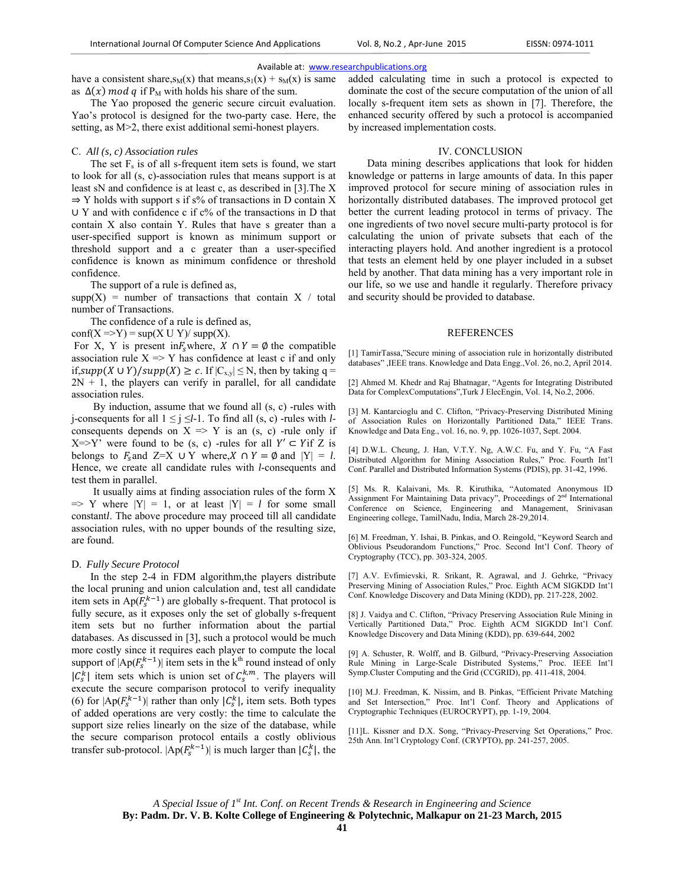have a consistent share, $s_M(x)$ that means, $s_1(x) + s_M(x)$ is same as $\Delta(x) \ mod \ q$ if $P_M$ with holds his share of the sum.

The Yao proposed the generic secure circuit evaluation. Yao's protocol is designed for the two-party case. Here, the setting, as M>2, there exist additional semi-honest players.

### C. *All (s, c) Association rules*

The set $F_s$ is of all s-frequent item sets is found, we start to look for all (s, c)-association rules that means support is at least sN and confidence is at least c, as described in [3].The X ⇒ Y holds with support s if s% of transactions in D contain X ∪ Y and with confidence c if c% of the transactions in D that contain X also contain Y. Rules that have s greater than a user-specified support is known as minimum support or threshold support and a c greater than a user-specified confidence is known as minimum confidence or threshold confidence.

The support of a rule is defined as,

supp(X) = number of transactions that contain X / total number of Transactions.

The confidence of a rule is defined as,

conf(X =>Y) = sup(X U Y)/ supp(X).

For X, Y is present in $F_s$ where, $X \cap Y = \emptyset$ the compatible association rule X => Y has confidence at least c if and only if, $supp(X \cup Y)/supp(X) \geq c$. If $|C_{x,y}| \leq N$, then by taking q = 2N + 1, the players can verify in parallel, for all candidate association rules.

By induction, assume that we found all (s, c) -rules with j-consequents for all $1 \leq j \leq l$-1. To find all (s, c) -rules with *l*-consequents depends on X => Y is an (s, c) -rule only if X=>Y' were found to be (s, c) -rules for all $Y' \subset Y$ if Z is belongs to $F_s$ and Z=X ∪ Y where, $X \cap Y = \emptyset$ and |Y| = *l*. Hence, we create all candidate rules with *l*-consequents and test them in parallel.

It usually aims at finding association rules of the form X => Y where |Y| = 1, or at least |Y| = *l* for some small constant *l*. The above procedure may proceed till all candidate association rules, with no upper bounds of the resulting size, are found.

### D. *Fully Secure Protocol*

In the step 2-4 in FDM algorithm, the players distribute the local pruning and union calculation and, test all candidate item sets in $Ap(F_s^{k-1})$ are globally s-frequent. That protocol is fully secure, as it exposes only the set of globally s-frequent item sets but no further information about the partial databases. As discussed in [3], such a protocol would be much more costly since it requires each player to compute the local support of $|Ap(F_s^{k-1})|$ item sets in the k[th] round instead of only $|C_s^k|$ item sets which is union set of $C_s^{k,m}$. The players will execute the secure comparison protocol to verify inequality (6) for $|Ap(F_s^{k-1})|$ rather than only $|C_s^k|$, item sets. Both types of added operations are very costly: the time to calculate the support size relies linearly on the size of the database, while the secure comparison protocol entails a costly oblivious transfer sub-protocol. $|Ap(F_s^{k-1})|$ is much larger than $|C_s^k|$, the added calculating time in such a protocol is expected to dominate the cost of the secure computation of the union of all locally s-frequent item sets as shown in [7]. Therefore, the enhanced security offered by such a protocol is accompanied by increased implementation costs.

## IV. CONCLUSION

Data mining describes applications that look for hidden knowledge or patterns in large amounts of data. In this paper improved protocol for secure mining of association rules in horizontally distributed databases. The improved protocol get better the current leading protocol in terms of privacy. The one ingredients of two novel secure multi-party protocol is for calculating the union of private subsets that each of the interacting players hold. And another ingredient is a protocol that tests an element held by one player included in a subset held by another. That data mining has a very important role in our life, so we use and handle it regularly. Therefore privacy and security should be provided to database.

## REFERENCES

[1] TamirTassa,"Secure mining of association rule in horizontally distributed databases" ,IEEE trans. Knowledge and Data Engg.,Vol. 26, no.2, April 2014.

[2] Ahmed M. Khedr and Raj Bhatnagar, "Agents for Integrating Distributed Data for ComplexComputations",Turk J ElecEngin, Vol. 14, No.2, 2006.

[3] M. Kantarcioglu and C. Clifton, "Privacy-Preserving Distributed Mining of Association Rules on Horizontally Partitioned Data," IEEE Trans. Knowledge and Data Eng., vol. 16, no. 9, pp. 1026-1037, Sept. 2004.

[4] D.W.L. Cheung, J. Han, V.T.Y. Ng, A.W.C. Fu, and Y. Fu, "A Fast Distributed Algorithm for Mining Association Rules," Proc. Fourth Int'l Conf. Parallel and Distributed Information Systems (PDIS), pp. 31-42, 1996.

[5] Ms. R. Kalaivani, Ms. R. Kiruthika, "Automated Anonymous ID Assignment For Maintaining Data privacy", Proceedings of 2nd International Conference on Science, Engineering and Management, Srinivasan Engineering college, TamilNadu, India, March 28-29,2014.

[6] M. Freedman, Y. Ishai, B. Pinkas, and O. Reingold, "Keyword Search and Oblivious Pseudorandom Functions," Proc. Second Int'l Conf. Theory of Cryptography (TCC), pp. 303-324, 2005.

[7] A.V. Evfimievski, R. Srikant, R. Agrawal, and J. Gehrke, "Privacy Preserving Mining of Association Rules," Proc. Eighth ACM SIGKDD Int'l Conf. Knowledge Discovery and Data Mining (KDD), pp. 217-228, 2002.

[8] J. Vaidya and C. Clifton, "Privacy Preserving Association Rule Mining in Vertically Partitioned Data," Proc. Eighth ACM SIGKDD Int'l Conf. Knowledge Discovery and Data Mining (KDD), pp. 639-644, 2002

[9] A. Schuster, R. Wolff, and B. Gilburd, "Privacy-Preserving Association Rule Mining in Large-Scale Distributed Systems," Proc. IEEE Int'l Symp.Cluster Computing and the Grid (CCGRID), pp. 411-418, 2004.

[10] M.J. Freedman, K. Nissim, and B. Pinkas, "Efficient Private Matching and Set Intersection," Proc. Int'l Conf. Theory and Applications of Cryptographic Techniques (EUROCRYPT), pp. 1-19, 2004.

[11]L. Kissner and D.X. Song, "Privacy-Preserving Set Operations," Proc. 25th Ann. Int'l Cryptology Conf. (CRYPTO), pp. 241-257, 2005.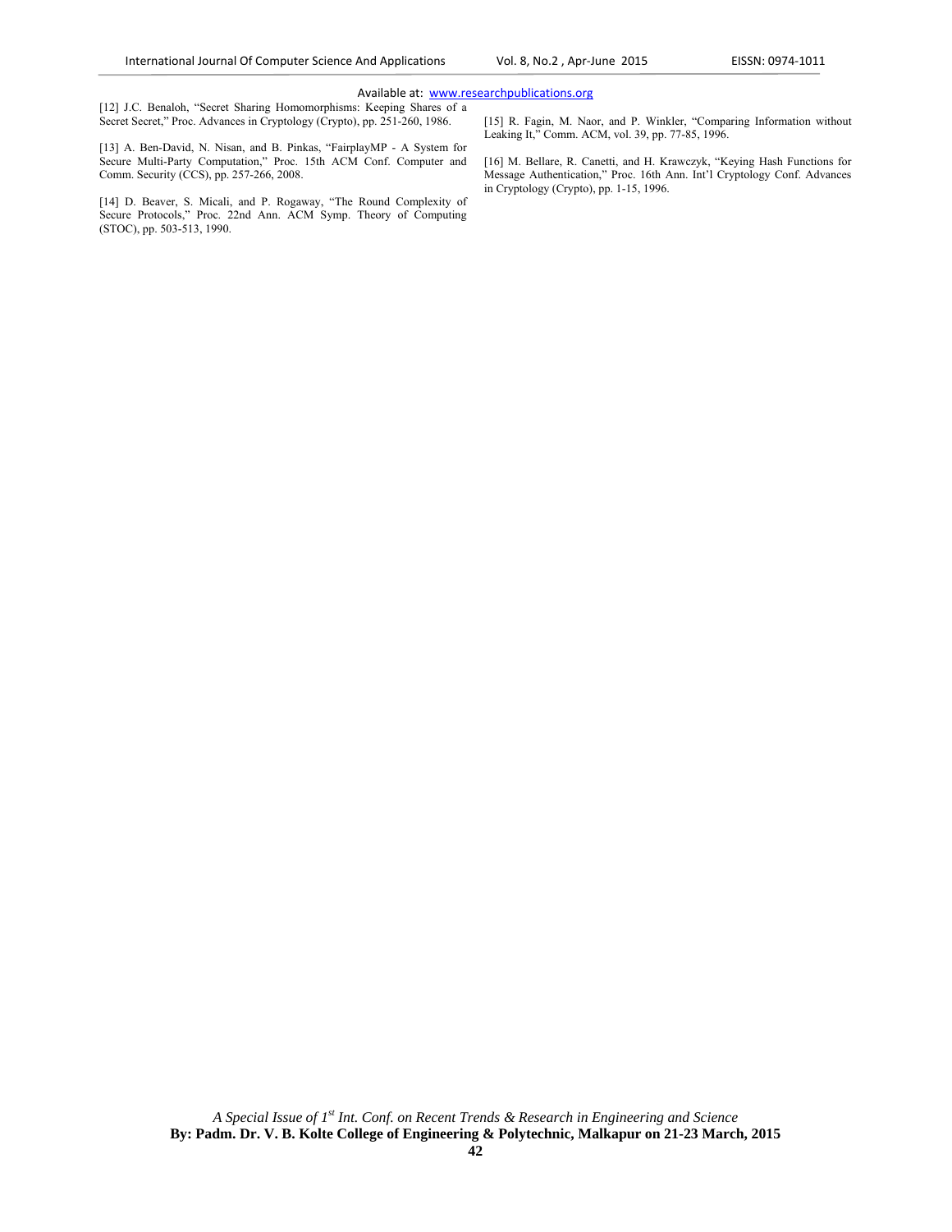[12] J.C. Benaloh, “Secret Sharing Homomorphisms: Keeping Shares of a Secret Secret,” Proc. Advances in Cryptology (Crypto), pp. 251-260, 1986.

[13] A. Ben-David, N. Nisan, and B. Pinkas, “FairplayMP - A System for Secure Multi-Party Computation,” Proc. 15th ACM Conf. Computer and Comm. Security (CCS), pp. 257-266, 2008.

[14] D. Beaver, S. Micali, and P. Rogaway, “The Round Complexity of Secure Protocols,” Proc. 22nd Ann. ACM Symp. Theory of Computing (STOC), pp. 503-513, 1990.

[15] R. Fagin, M. Naor, and P. Winkler, “Comparing Information without Leaking It,” Comm. ACM, vol. 39, pp. 77-85, 1996.

[16] M. Bellare, R. Canetti, and H. Krawczyk, “Keying Hash Functions for Message Authentication,” Proc. 16th Ann. Int'l Cryptology Conf. Advances in Cryptology (Crypto), pp. 1-15, 1996.